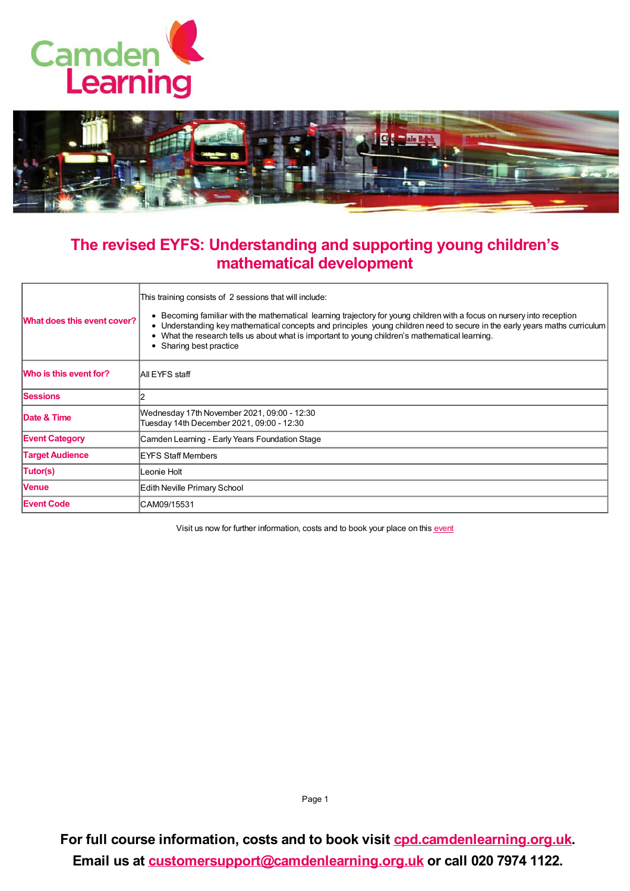# The revised EYFS: Understanding and supporting young children's mathematical development

| | |
|---|---|
| **What does this event cover?** | This training consists of 2 sessions that will include:<br>• Becoming familiar with the mathematical learning trajectory for young children with a focus on nursery into reception<br>• Understanding key mathematical concepts and principles young children need to secure in the early years maths curriculum<br>• What the research tells us about what is important to young children's mathematical learning.<br>• Sharing best practice |
| **Who is this event for?** | All EYFS staff |
| **Sessions** | 2 |
| **Date & Time** | Wednesday 17th November 2021, 09:00 - 12:30<br>Tuesday 14th December 2021, 09:00 - 12:30 |
| **Event Category** | Camden Learning - Early Years Foundation Stage |
| **Target Audience** | EYFS Staff Members |
| **Tutor(s)** | Leonie Holt |
| **Venue** | Edith Neville Primary School |
| **Event Code** | CAM09/15531 |

Visit us now for further information, costs and to book your place on this event

**For full course information, costs and to book visit cpd.camdenlearning.org.uk.**
**Email us at customersupport@camdenlearning.org.uk or call 020 7974 1122.**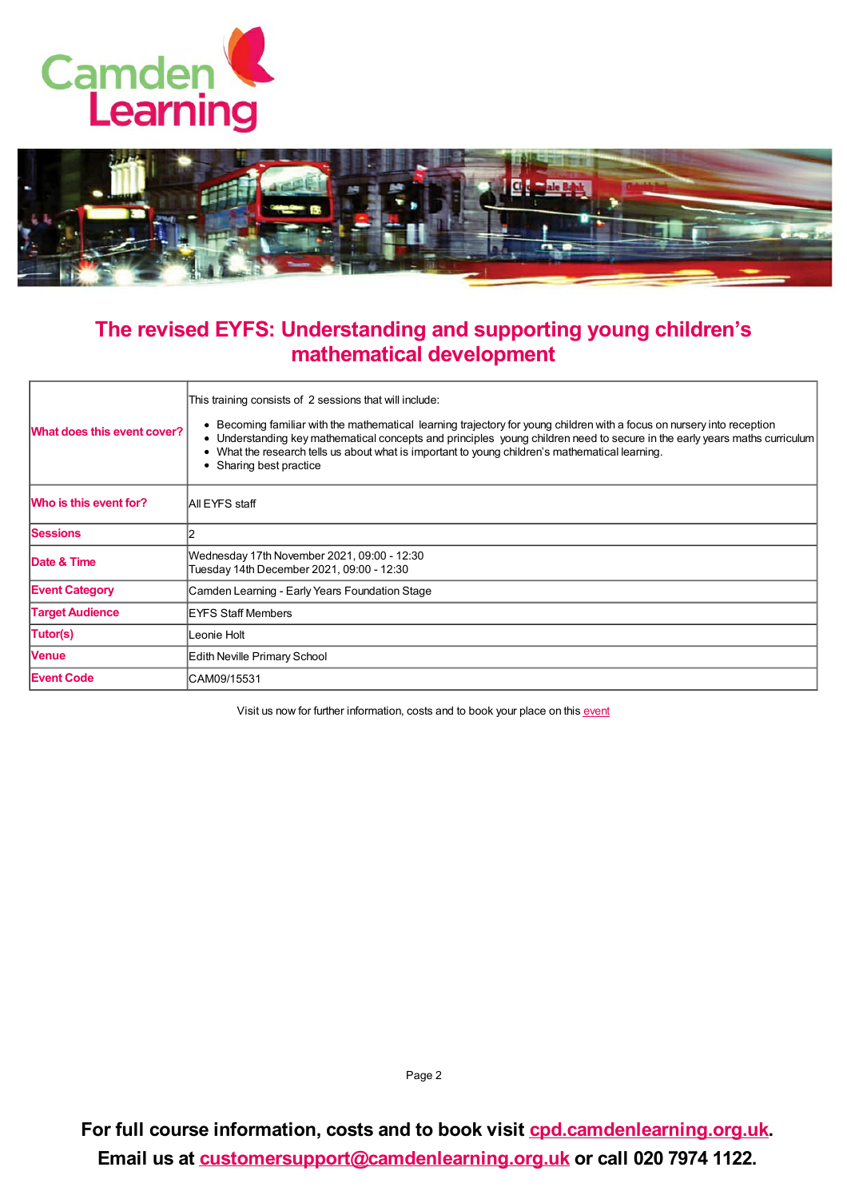# The revised EYFS: Understanding and supporting young children's mathematical development

| | |
|---|---|
| **What does this event cover?** | This training consists of 2 sessions that will include:<br>• Becoming familiar with the mathematical learning trajectory for young children with a focus on nursery into reception<br>• Understanding key mathematical concepts and principles young children need to secure in the early years maths curriculum<br>• What the research tells us about what is important to young children's mathematical learning.<br>• Sharing best practice |
| **Who is this event for?** | All EYFS staff |
| **Sessions** | 2 |
| **Date & Time** | Wednesday 17th November 2021, 09:00 - 12:30<br>Tuesday 14th December 2021, 09:00 - 12:30 |
| **Event Category** | Camden Learning - Early Years Foundation Stage |
| **Target Audience** | EYFS Staff Members |
| **Tutor(s)** | Leonie Holt |
| **Venue** | Edith Neville Primary School |
| **Event Code** | CAM09/15531 |

Visit us now for further information, costs and to book your place on this event

**For full course information, costs and to book visit cpd.camdenlearning.org.uk.**
**Email us at customersupport@camdenlearning.org.uk or call 020 7974 1122.**